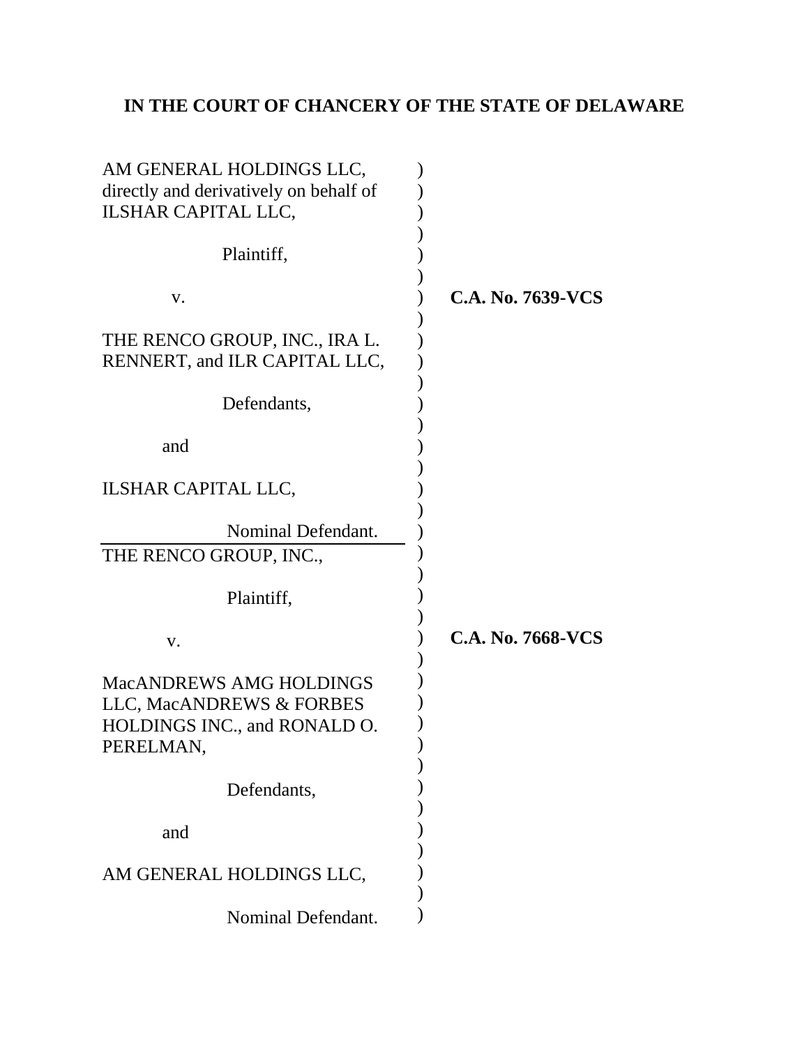**IN THE COURT OF CHANCERY OF THE STATE OF DELAWARE**

AM GENERAL HOLDINGS LLC, directly and derivatively on behalf of ILSHAR CAPITAL LLC,

Plaintiff,

v.

THE RENCO GROUP, INC., IRA L. RENNERT, and ILR CAPITAL LLC,

Defendants,

and

ILSHAR CAPITAL LLC,

Nominal Defendant.

**C.A. No. 7639-VCS**

---

THE RENCO GROUP, INC.,

Plaintiff,

v.

MacANDREWS AMG HOLDINGS LLC, MacANDREWS & FORBES HOLDINGS INC., and RONALD O. PERELMAN,

Defendants,

and

AM GENERAL HOLDINGS LLC,

Nominal Defendant.

**C.A. No. 7668-VCS**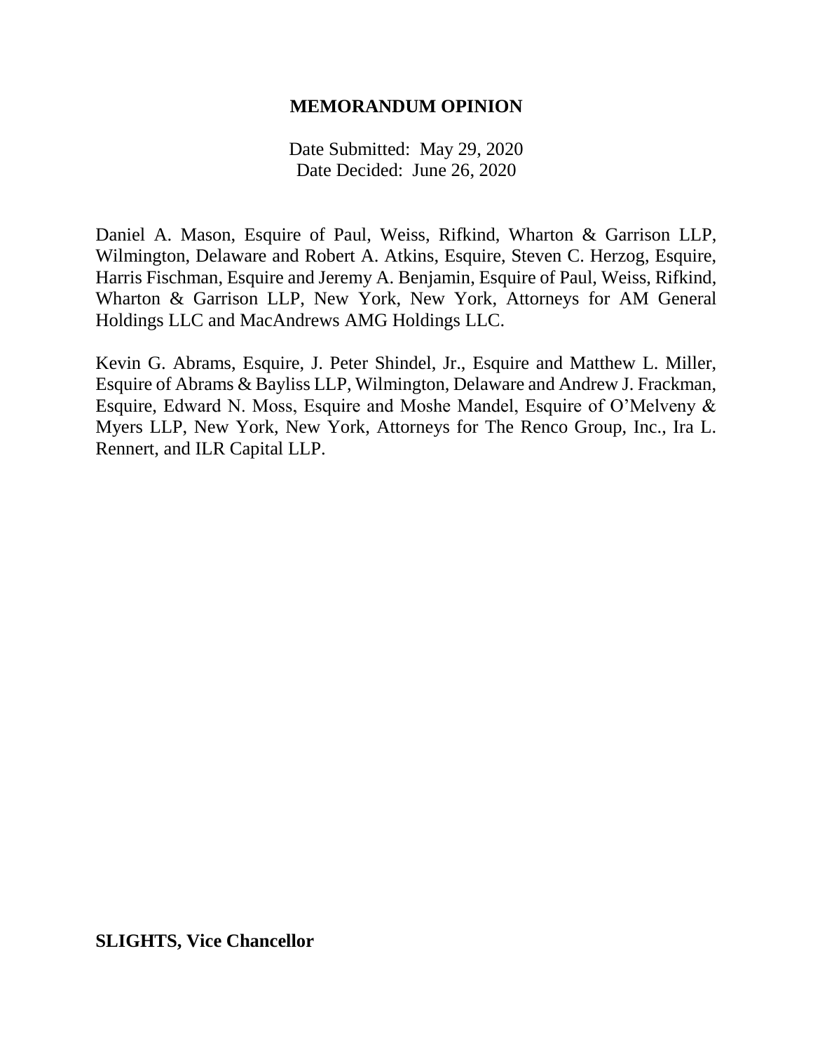**MEMORANDUM OPINION**

Date Submitted: May 29, 2020
Date Decided: June 26, 2020

Daniel A. Mason, Esquire of Paul, Weiss, Rifkind, Wharton & Garrison LLP, Wilmington, Delaware and Robert A. Atkins, Esquire, Steven C. Herzog, Esquire, Harris Fischman, Esquire and Jeremy A. Benjamin, Esquire of Paul, Weiss, Rifkind, Wharton & Garrison LLP, New York, New York, Attorneys for AM General Holdings LLC and MacAndrews AMG Holdings LLC.

Kevin G. Abrams, Esquire, J. Peter Shindel, Jr., Esquire and Matthew L. Miller, Esquire of Abrams & Bayliss LLP, Wilmington, Delaware and Andrew J. Frackman, Esquire, Edward N. Moss, Esquire and Moshe Mandel, Esquire of O'Melveny & Myers LLP, New York, New York, Attorneys for The Renco Group, Inc., Ira L. Rennert, and ILR Capital LLP.

**SLIGHTS, Vice Chancellor**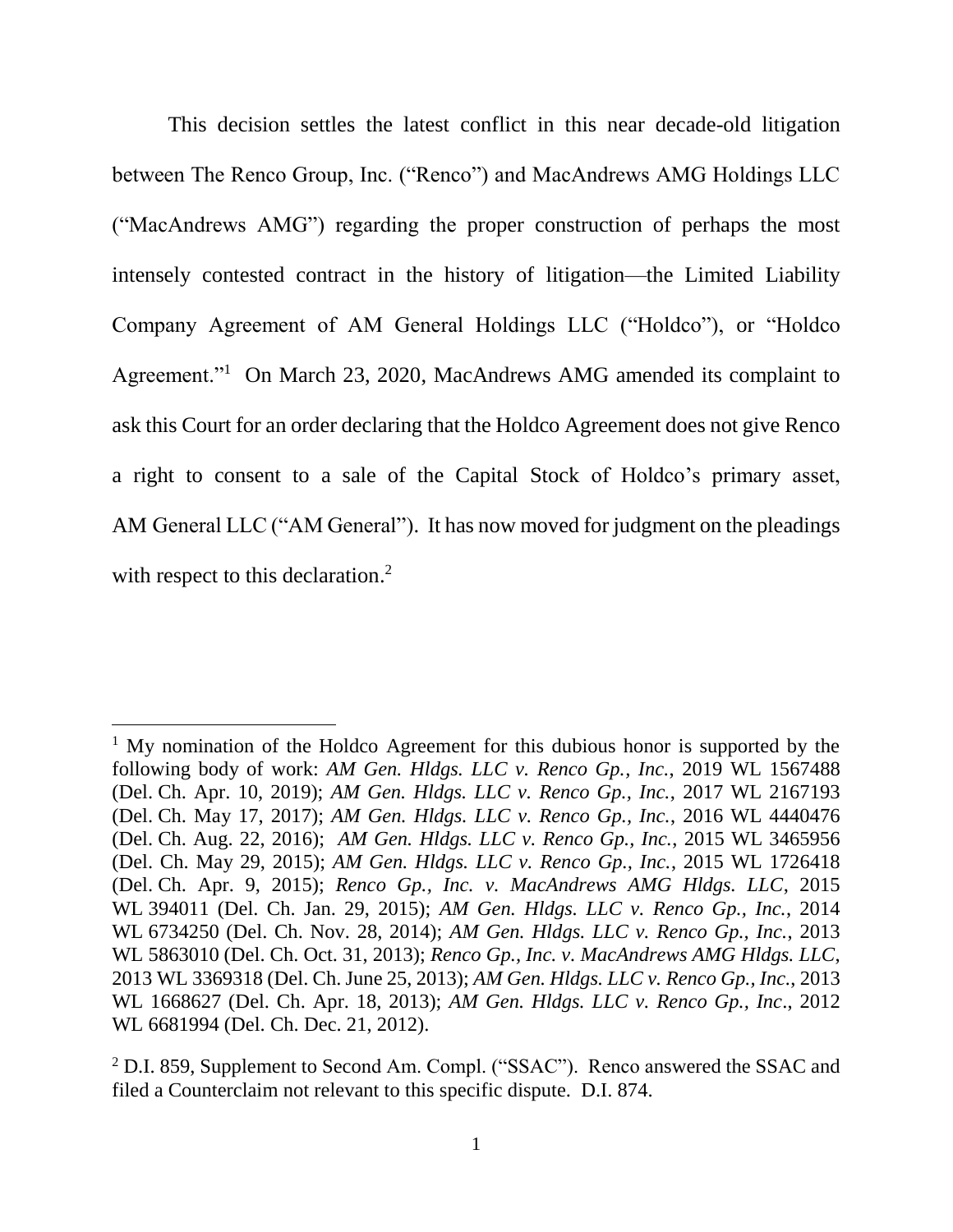This decision settles the latest conflict in this near decade-old litigation between The Renco Group, Inc. ("Renco") and MacAndrews AMG Holdings LLC ("MacAndrews AMG") regarding the proper construction of perhaps the most intensely contested contract in the history of litigation—the Limited Liability Company Agreement of AM General Holdings LLC ("Holdco"), or "Holdco Agreement."[1] On March 23, 2020, MacAndrews AMG amended its complaint to ask this Court for an order declaring that the Holdco Agreement does not give Renco a right to consent to a sale of the Capital Stock of Holdco's primary asset, AM General LLC ("AM General"). It has now moved for judgment on the pleadings with respect to this declaration.[2]

---

[1] My nomination of the Holdco Agreement for this dubious honor is supported by the following body of work: *AM Gen. Hldgs. LLC v. Renco Gp., Inc.*, 2019 WL 1567488 (Del. Ch. Apr. 10, 2019); *AM Gen. Hldgs. LLC v. Renco Gp., Inc.*, 2017 WL 2167193 (Del. Ch. May 17, 2017); *AM Gen. Hldgs. LLC v. Renco Gp., Inc.*, 2016 WL 4440476 (Del. Ch. Aug. 22, 2016); *AM Gen. Hldgs. LLC v. Renco Gp., Inc.*, 2015 WL 3465956 (Del. Ch. May 29, 2015); *AM Gen. Hldgs. LLC v. Renco Gp., Inc.*, 2015 WL 1726418 (Del. Ch. Apr. 9, 2015); *Renco Gp., Inc. v. MacAndrews AMG Hldgs. LLC*, 2015 WL 394011 (Del. Ch. Jan. 29, 2015); *AM Gen. Hldgs. LLC v. Renco Gp., Inc.*, 2014 WL 6734250 (Del. Ch. Nov. 28, 2014); *AM Gen. Hldgs. LLC v. Renco Gp., Inc.*, 2013 WL 5863010 (Del. Ch. Oct. 31, 2013); *Renco Gp., Inc. v. MacAndrews AMG Hldgs. LLC*, 2013 WL 3369318 (Del. Ch. June 25, 2013); *AM Gen. Hldgs. LLC v. Renco Gp., Inc.*, 2013 WL 1668627 (Del. Ch. Apr. 18, 2013); *AM Gen. Hldgs. LLC v. Renco Gp., Inc*., 2012 WL 6681994 (Del. Ch. Dec. 21, 2012).

[2] D.I. 859, Supplement to Second Am. Compl. ("SSAC"). Renco answered the SSAC and filed a Counterclaim not relevant to this specific dispute. D.I. 874.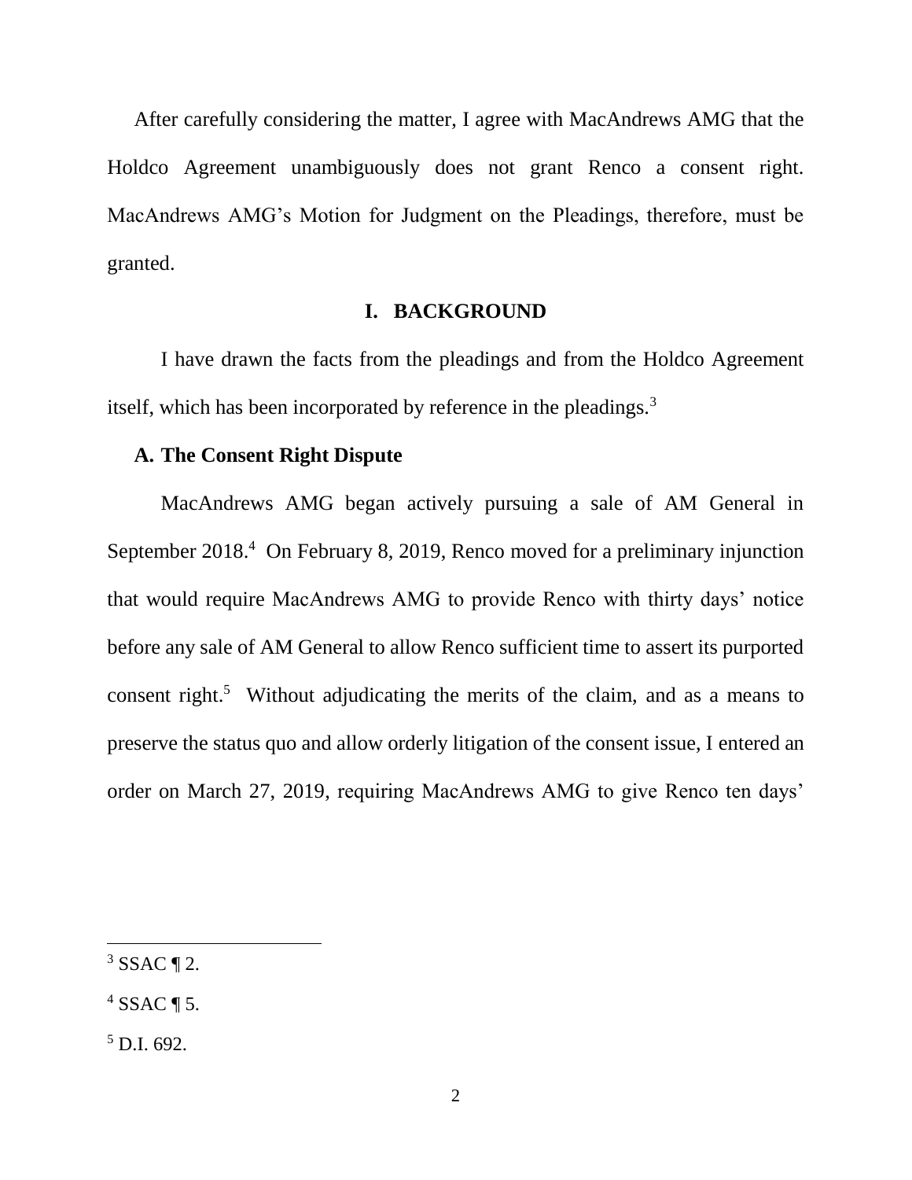After carefully considering the matter, I agree with MacAndrews AMG that the Holdco Agreement unambiguously does not grant Renco a consent right. MacAndrews AMG's Motion for Judgment on the Pleadings, therefore, must be granted.

## I. BACKGROUND

I have drawn the facts from the pleadings and from the Holdco Agreement itself, which has been incorporated by reference in the pleadings.[3]

### A. The Consent Right Dispute

MacAndrews AMG began actively pursuing a sale of AM General in September 2018.[4] On February 8, 2019, Renco moved for a preliminary injunction that would require MacAndrews AMG to provide Renco with thirty days' notice before any sale of AM General to allow Renco sufficient time to assert its purported consent right.[5] Without adjudicating the merits of the claim, and as a means to preserve the status quo and allow orderly litigation of the consent issue, I entered an order on March 27, 2019, requiring MacAndrews AMG to give Renco ten days'

---

[3] SSAC ¶ 2.

[4] SSAC ¶ 5.

[5] D.I. 692.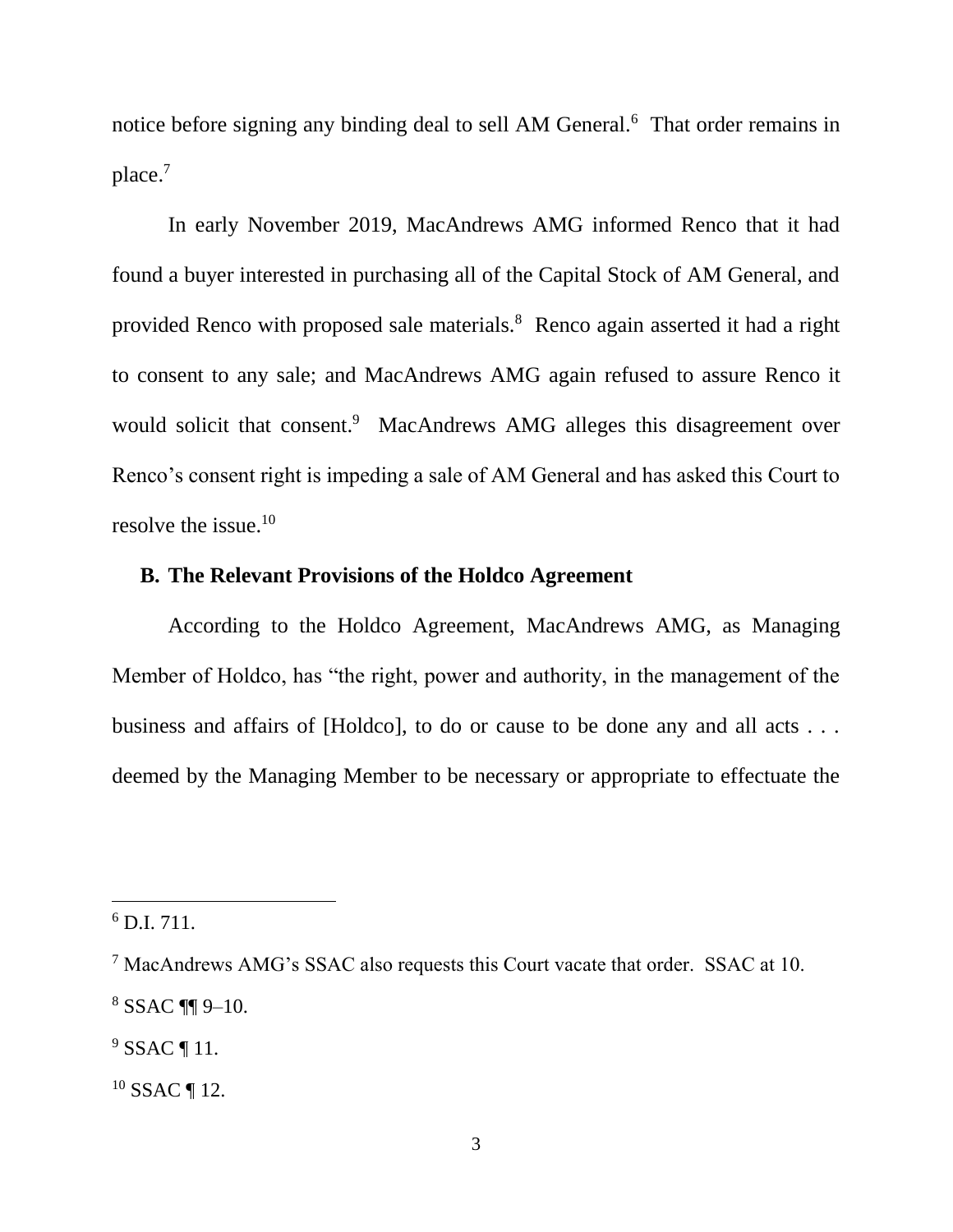notice before signing any binding deal to sell AM General.[6] That order remains in place.[7]

In early November 2019, MacAndrews AMG informed Renco that it had found a buyer interested in purchasing all of the Capital Stock of AM General, and provided Renco with proposed sale materials.[8] Renco again asserted it had a right to consent to any sale; and MacAndrews AMG again refused to assure Renco it would solicit that consent.[9] MacAndrews AMG alleges this disagreement over Renco's consent right is impeding a sale of AM General and has asked this Court to resolve the issue.[10]

### B. The Relevant Provisions of the Holdco Agreement

According to the Holdco Agreement, MacAndrews AMG, as Managing Member of Holdco, has "the right, power and authority, in the management of the business and affairs of [Holdco], to do or cause to be done any and all acts . . . deemed by the Managing Member to be necessary or appropriate to effectuate the

---

[6] D.I. 711.

[7] MacAndrews AMG's SSAC also requests this Court vacate that order. SSAC at 10.

[8] SSAC ¶¶ 9–10.

[9] SSAC ¶ 11.

[10] SSAC ¶ 12.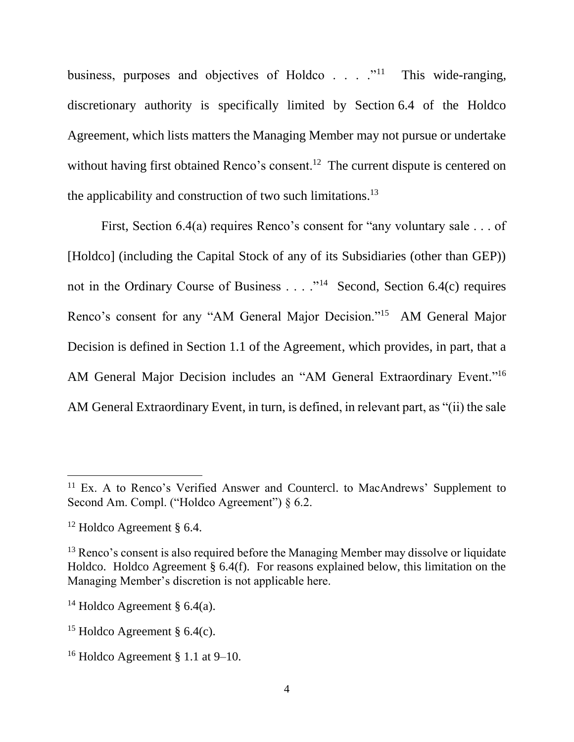business, purposes and objectives of Holdco . . . ."[11] This wide-ranging, discretionary authority is specifically limited by Section 6.4 of the Holdco Agreement, which lists matters the Managing Member may not pursue or undertake without having first obtained Renco's consent.[12] The current dispute is centered on the applicability and construction of two such limitations.[13]

First, Section 6.4(a) requires Renco's consent for "any voluntary sale . . . of [Holdco] (including the Capital Stock of any of its Subsidiaries (other than GEP)) not in the Ordinary Course of Business . . . ."[14] Second, Section 6.4(c) requires Renco's consent for any "AM General Major Decision."[15] AM General Major Decision is defined in Section 1.1 of the Agreement, which provides, in part, that a AM General Major Decision includes an "AM General Extraordinary Event."[16] AM General Extraordinary Event, in turn, is defined, in relevant part, as "(ii) the sale

---

[11] Ex. A to Renco's Verified Answer and Countercl. to MacAndrews' Supplement to Second Am. Compl. ("Holdco Agreement") § 6.2.

[12] Holdco Agreement § 6.4.

[13] Renco's consent is also required before the Managing Member may dissolve or liquidate Holdco. Holdco Agreement § 6.4(f). For reasons explained below, this limitation on the Managing Member's discretion is not applicable here.

[14] Holdco Agreement § 6.4(a).

[15] Holdco Agreement § 6.4(c).

[16] Holdco Agreement § 1.1 at 9–10.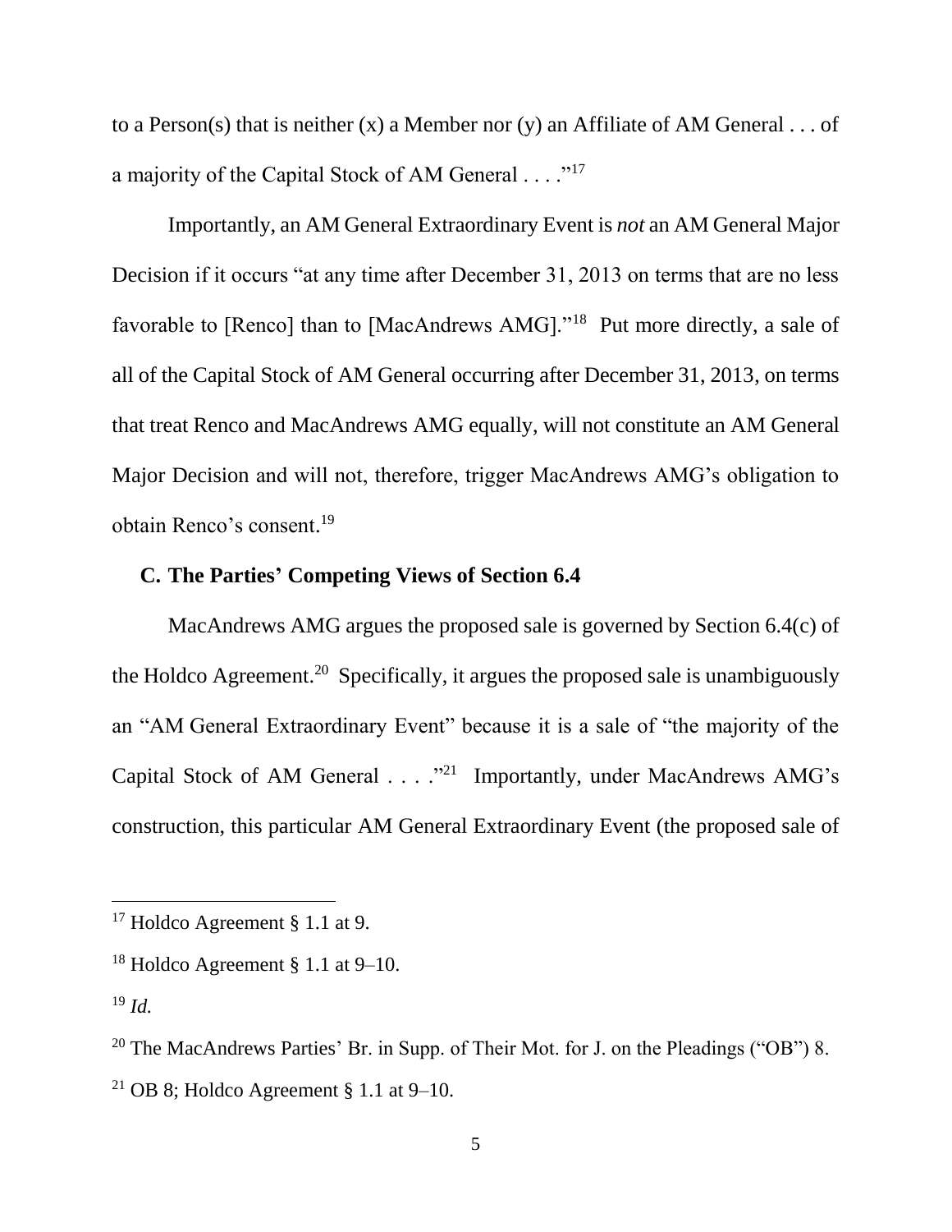to a Person(s) that is neither (x) a Member nor (y) an Affiliate of AM General . . . of a majority of the Capital Stock of AM General . . . ."[17]

Importantly, an AM General Extraordinary Event is *not* an AM General Major Decision if it occurs "at any time after December 31, 2013 on terms that are no less favorable to [Renco] than to [MacAndrews AMG]."[18] Put more directly, a sale of all of the Capital Stock of AM General occurring after December 31, 2013, on terms that treat Renco and MacAndrews AMG equally, will not constitute an AM General Major Decision and will not, therefore, trigger MacAndrews AMG's obligation to obtain Renco's consent.[19]

### C. The Parties' Competing Views of Section 6.4

MacAndrews AMG argues the proposed sale is governed by Section 6.4(c) of the Holdco Agreement.[20] Specifically, it argues the proposed sale is unambiguously an "AM General Extraordinary Event" because it is a sale of "the majority of the Capital Stock of AM General . . . ."[21] Importantly, under MacAndrews AMG's construction, this particular AM General Extraordinary Event (the proposed sale of

---

[17] Holdco Agreement § 1.1 at 9.

[18] Holdco Agreement § 1.1 at 9–10.

[19] *Id.*

[20] The MacAndrews Parties' Br. in Supp. of Their Mot. for J. on the Pleadings ("OB") 8.

[21] OB 8; Holdco Agreement § 1.1 at 9–10.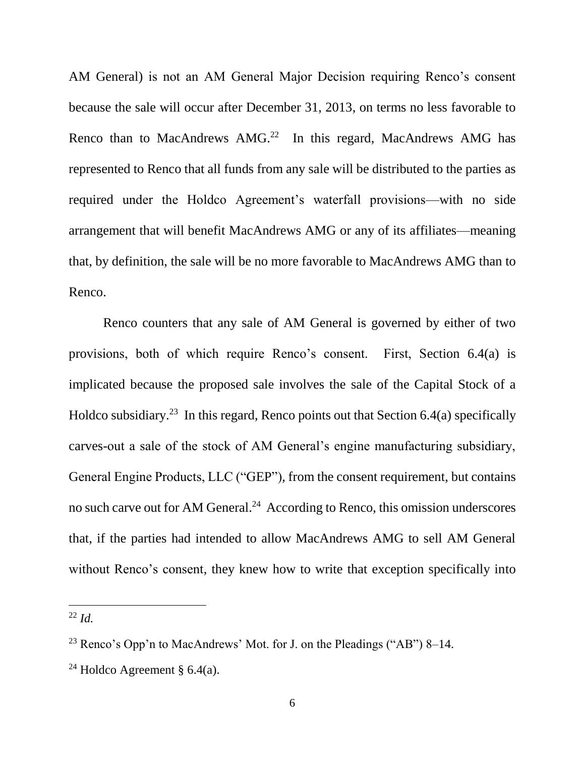AM General) is not an AM General Major Decision requiring Renco's consent because the sale will occur after December 31, 2013, on terms no less favorable to Renco than to MacAndrews AMG.[22] In this regard, MacAndrews AMG has represented to Renco that all funds from any sale will be distributed to the parties as required under the Holdco Agreement's waterfall provisions—with no side arrangement that will benefit MacAndrews AMG or any of its affiliates—meaning that, by definition, the sale will be no more favorable to MacAndrews AMG than to Renco.

Renco counters that any sale of AM General is governed by either of two provisions, both of which require Renco's consent. First, Section 6.4(a) is implicated because the proposed sale involves the sale of the Capital Stock of a Holdco subsidiary.[23] In this regard, Renco points out that Section 6.4(a) specifically carves-out a sale of the stock of AM General's engine manufacturing subsidiary, General Engine Products, LLC ("GEP"), from the consent requirement, but contains no such carve out for AM General.[24] According to Renco, this omission underscores that, if the parties had intended to allow MacAndrews AMG to sell AM General without Renco's consent, they knew how to write that exception specifically into

---

[22] *Id.*

[23] Renco's Opp'n to MacAndrews' Mot. for J. on the Pleadings ("AB") 8–14.

[24] Holdco Agreement § 6.4(a).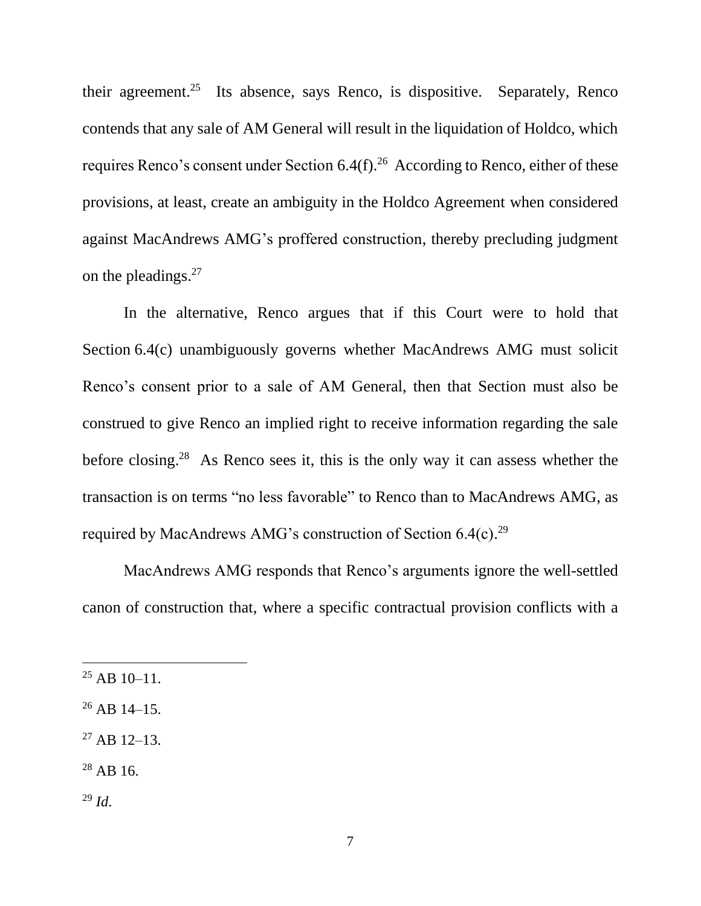their agreement.[25] Its absence, says Renco, is dispositive. Separately, Renco contends that any sale of AM General will result in the liquidation of Holdco, which requires Renco's consent under Section 6.4(f).[26] According to Renco, either of these provisions, at least, create an ambiguity in the Holdco Agreement when considered against MacAndrews AMG's proffered construction, thereby precluding judgment on the pleadings.[27]

In the alternative, Renco argues that if this Court were to hold that Section 6.4(c) unambiguously governs whether MacAndrews AMG must solicit Renco's consent prior to a sale of AM General, then that Section must also be construed to give Renco an implied right to receive information regarding the sale before closing.[28] As Renco sees it, this is the only way it can assess whether the transaction is on terms "no less favorable" to Renco than to MacAndrews AMG, as required by MacAndrews AMG's construction of Section 6.4(c).[29]

MacAndrews AMG responds that Renco's arguments ignore the well-settled canon of construction that, where a specific contractual provision conflicts with a

---

[25] AB 10–11.

[26] AB 14–15.

[27] AB 12–13.

[28] AB 16.

[29] *Id*.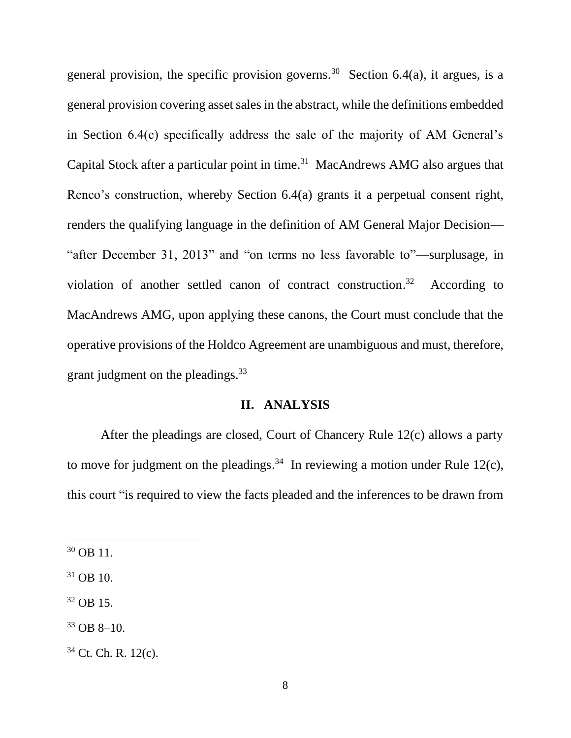general provision, the specific provision governs.[30] Section 6.4(a), it argues, is a general provision covering asset sales in the abstract, while the definitions embedded in Section 6.4(c) specifically address the sale of the majority of AM General's Capital Stock after a particular point in time.[31] MacAndrews AMG also argues that Renco's construction, whereby Section 6.4(a) grants it a perpetual consent right, renders the qualifying language in the definition of AM General Major Decision—"after December 31, 2013" and "on terms no less favorable to"—surplusage, in violation of another settled canon of contract construction.[32] According to MacAndrews AMG, upon applying these canons, the Court must conclude that the operative provisions of the Holdco Agreement are unambiguous and must, therefore, grant judgment on the pleadings.[33]

## II. ANALYSIS

After the pleadings are closed, Court of Chancery Rule 12(c) allows a party to move for judgment on the pleadings.[34] In reviewing a motion under Rule 12(c), this court "is required to view the facts pleaded and the inferences to be drawn from

---

[30] OB 11.

[31] OB 10.

[32] OB 15.

[33] OB 8–10.

[34] Ct. Ch. R. 12(c).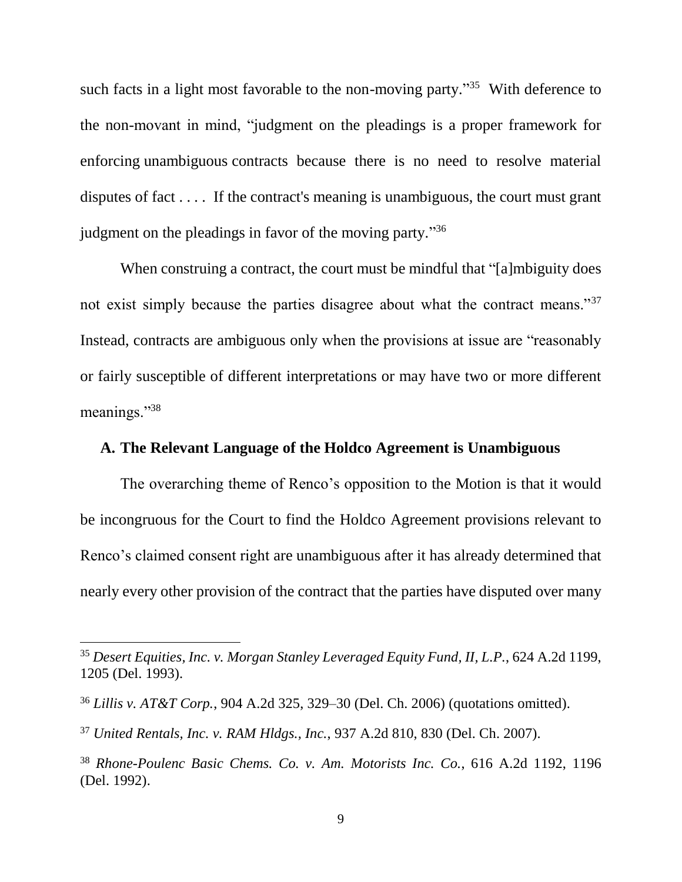such facts in a light most favorable to the non-moving party."[35] With deference to the non-movant in mind, "judgment on the pleadings is a proper framework for enforcing unambiguous contracts because there is no need to resolve material disputes of fact . . . . If the contract's meaning is unambiguous, the court must grant judgment on the pleadings in favor of the moving party."[36]

When construing a contract, the court must be mindful that "[a]mbiguity does not exist simply because the parties disagree about what the contract means."[37] Instead, contracts are ambiguous only when the provisions at issue are "reasonably or fairly susceptible of different interpretations or may have two or more different meanings."[38]

### A. The Relevant Language of the Holdco Agreement is Unambiguous

The overarching theme of Renco's opposition to the Motion is that it would be incongruous for the Court to find the Holdco Agreement provisions relevant to Renco's claimed consent right are unambiguous after it has already determined that nearly every other provision of the contract that the parties have disputed over many

---

[35] *Desert Equities, Inc. v. Morgan Stanley Leveraged Equity Fund, II, L.P.*, 624 A.2d 1199, 1205 (Del. 1993).

[36] *Lillis v. AT&T Corp.*, 904 A.2d 325, 329–30 (Del. Ch. 2006) (quotations omitted).

[37] *United Rentals, Inc. v. RAM Hldgs., Inc.*, 937 A.2d 810, 830 (Del. Ch. 2007).

[38] *Rhone-Poulenc Basic Chems. Co. v. Am. Motorists Inc. Co.*, 616 A.2d 1192, 1196 (Del. 1992).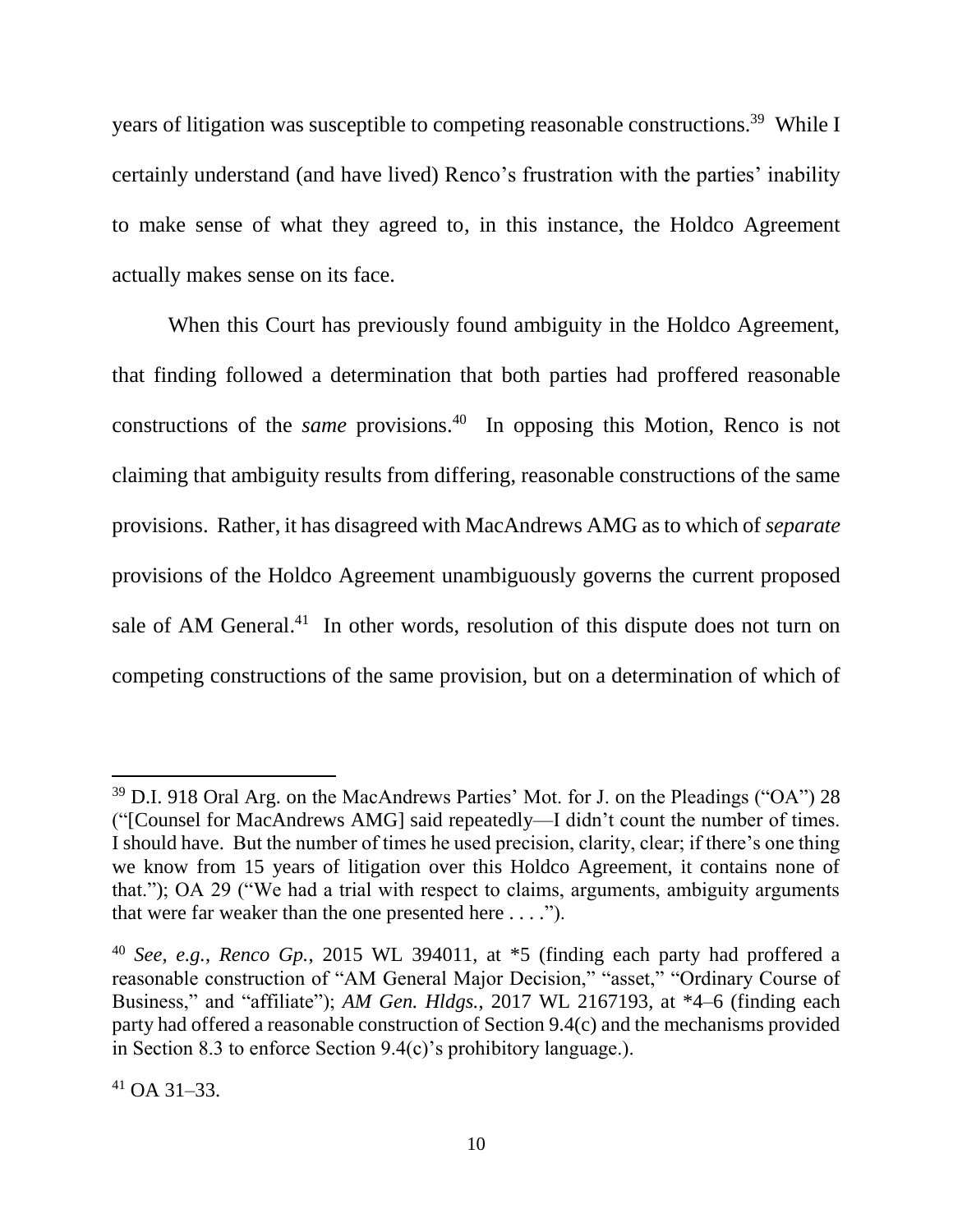years of litigation was susceptible to competing reasonable constructions.[39] While I certainly understand (and have lived) Renco's frustration with the parties' inability to make sense of what they agreed to, in this instance, the Holdco Agreement actually makes sense on its face.

When this Court has previously found ambiguity in the Holdco Agreement, that finding followed a determination that both parties had proffered reasonable constructions of the *same* provisions.[40] In opposing this Motion, Renco is not claiming that ambiguity results from differing, reasonable constructions of the same provisions. Rather, it has disagreed with MacAndrews AMG as to which of *separate* provisions of the Holdco Agreement unambiguously governs the current proposed sale of AM General.[41] In other words, resolution of this dispute does not turn on competing constructions of the same provision, but on a determination of which of

---

[39] D.I. 918 Oral Arg. on the MacAndrews Parties' Mot. for J. on the Pleadings ("OA") 28 ("[Counsel for MacAndrews AMG] said repeatedly—I didn't count the number of times. I should have. But the number of times he used precision, clarity, clear; if there's one thing we know from 15 years of litigation over this Holdco Agreement, it contains none of that."); OA 29 ("We had a trial with respect to claims, arguments, ambiguity arguments that were far weaker than the one presented here . . . .").

[40] *See, e.g.*, *Renco Gp.*, 2015 WL 394011, at *5 (finding each party had proffered a reasonable construction of "AM General Major Decision," "asset," "Ordinary Course of Business," and "affiliate"); *AM Gen. Hldgs.*, 2017 WL 2167193, at *4–6 (finding each party had offered a reasonable construction of Section 9.4(c) and the mechanisms provided in Section 8.3 to enforce Section 9.4(c)'s prohibitory language.).

[41] OA 31–33.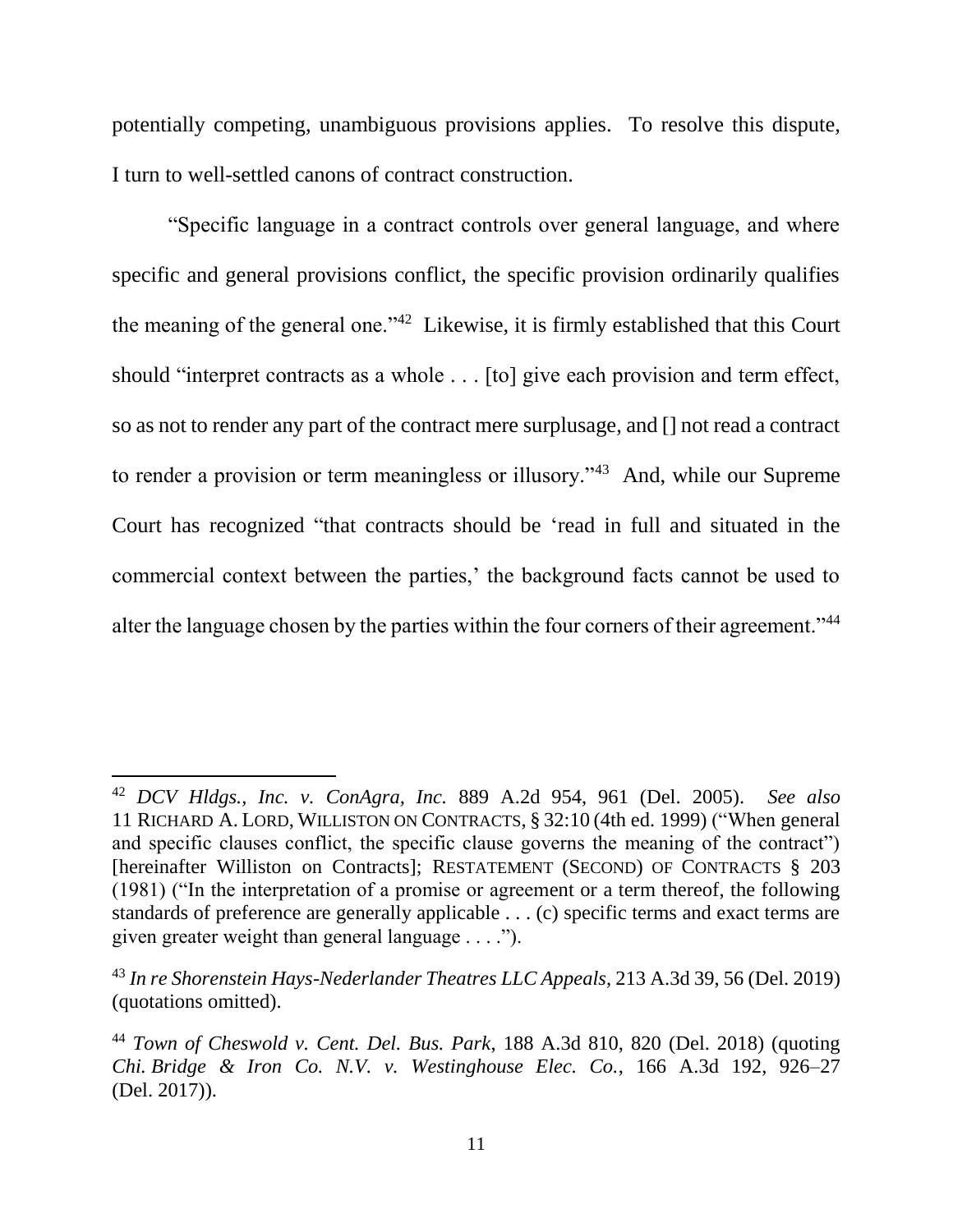potentially competing, unambiguous provisions applies. To resolve this dispute, I turn to well-settled canons of contract construction.

"Specific language in a contract controls over general language, and where specific and general provisions conflict, the specific provision ordinarily qualifies the meaning of the general one."[42] Likewise, it is firmly established that this Court should "interpret contracts as a whole . . . [to] give each provision and term effect, so as not to render any part of the contract mere surplusage, and [] not read a contract to render a provision or term meaningless or illusory."[43] And, while our Supreme Court has recognized "that contracts should be 'read in full and situated in the commercial context between the parties,' the background facts cannot be used to alter the language chosen by the parties within the four corners of their agreement."[44]

---

[42] *DCV Hldgs., Inc. v. ConAgra, Inc.* 889 A.2d 954, 961 (Del. 2005). *See also* 11 RICHARD A. LORD, WILLISTON ON CONTRACTS, § 32:10 (4th ed. 1999) ("When general and specific clauses conflict, the specific clause governs the meaning of the contract") [hereinafter Williston on Contracts]; RESTATEMENT (SECOND) OF CONTRACTS § 203 (1981) ("In the interpretation of a promise or agreement or a term thereof, the following standards of preference are generally applicable . . . (c) specific terms and exact terms are given greater weight than general language . . . .").

[43] *In re Shorenstein Hays-Nederlander Theatres LLC Appeals*, 213 A.3d 39, 56 (Del. 2019) (quotations omitted).

[44] *Town of Cheswold v. Cent. Del. Bus. Park*, 188 A.3d 810, 820 (Del. 2018) (quoting *Chi. Bridge & Iron Co. N.V. v. Westinghouse Elec. Co.*, 166 A.3d 192, 926–27 (Del. 2017)).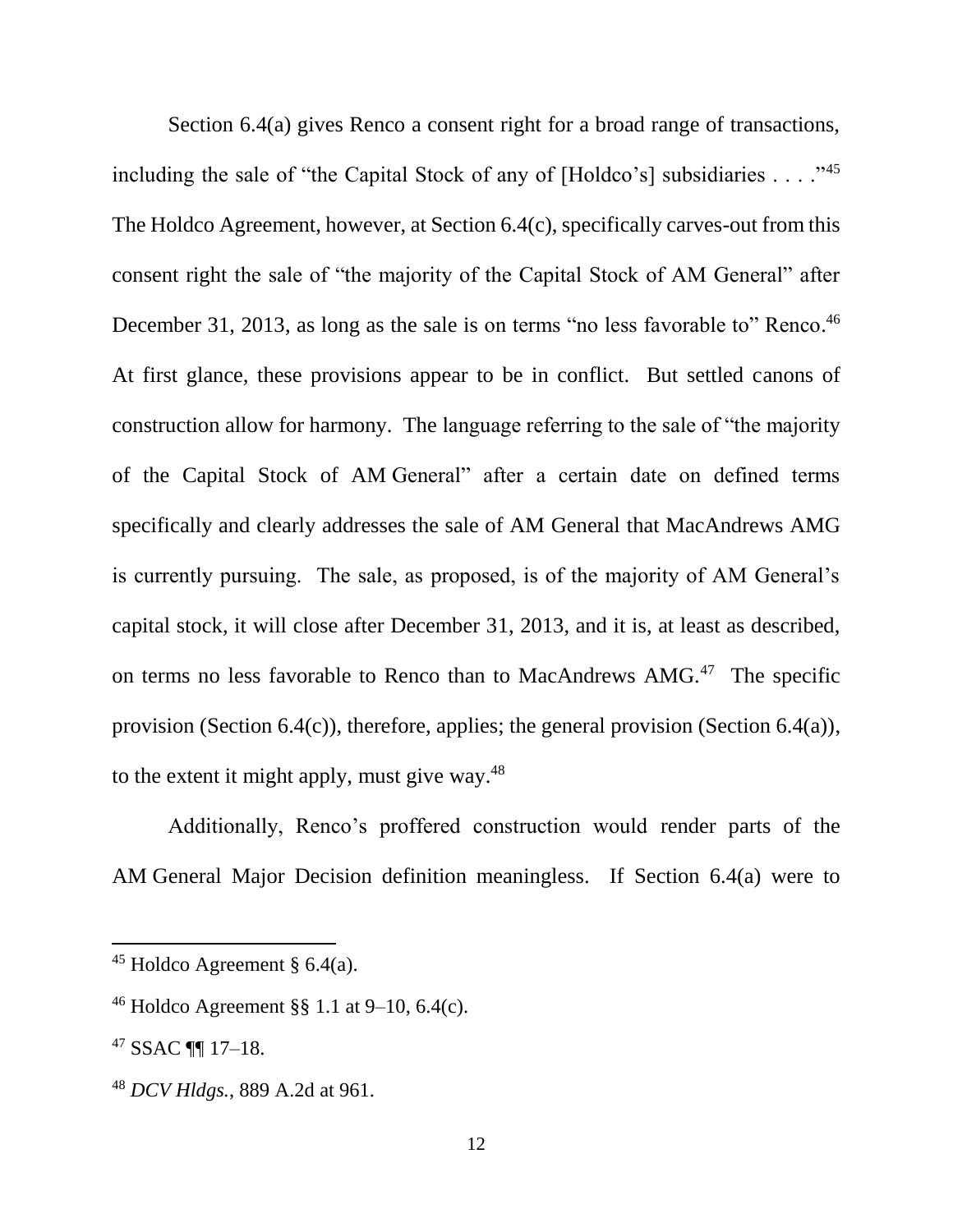Section 6.4(a) gives Renco a consent right for a broad range of transactions, including the sale of "the Capital Stock of any of [Holdco's] subsidiaries . . . ."[45] The Holdco Agreement, however, at Section 6.4(c), specifically carves-out from this consent right the sale of "the majority of the Capital Stock of AM General" after December 31, 2013, as long as the sale is on terms "no less favorable to" Renco.[46] At first glance, these provisions appear to be in conflict. But settled canons of construction allow for harmony. The language referring to the sale of "the majority of the Capital Stock of AM General" after a certain date on defined terms specifically and clearly addresses the sale of AM General that MacAndrews AMG is currently pursuing. The sale, as proposed, is of the majority of AM General's capital stock, it will close after December 31, 2013, and it is, at least as described, on terms no less favorable to Renco than to MacAndrews AMG.[47] The specific provision (Section 6.4(c)), therefore, applies; the general provision (Section 6.4(a)), to the extent it might apply, must give way.[48]

Additionally, Renco's proffered construction would render parts of the AM General Major Decision definition meaningless. If Section 6.4(a) were to

---

[45] Holdco Agreement § 6.4(a).

[46] Holdco Agreement §§ 1.1 at 9–10, 6.4(c).

[47] SSAC ¶¶ 17–18.

[48] *DCV Hldgs.*, 889 A.2d at 961.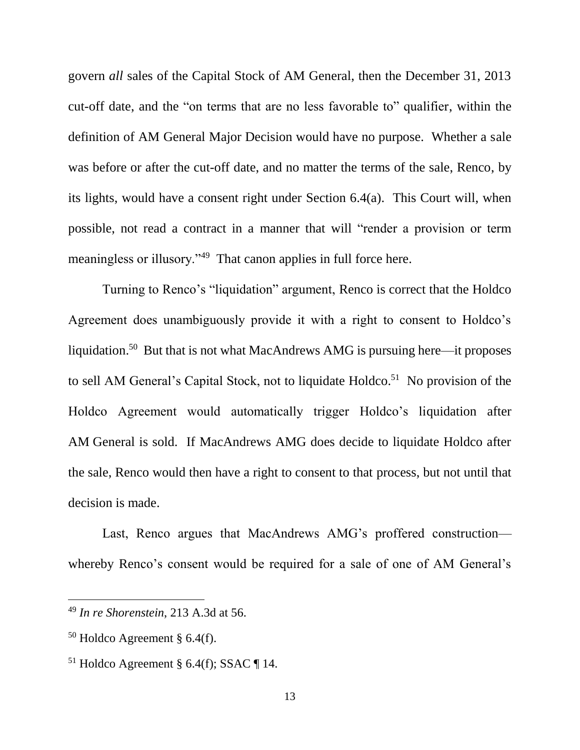govern *all* sales of the Capital Stock of AM General, then the December 31, 2013 cut-off date, and the "on terms that are no less favorable to" qualifier, within the definition of AM General Major Decision would have no purpose. Whether a sale was before or after the cut-off date, and no matter the terms of the sale, Renco, by its lights, would have a consent right under Section 6.4(a). This Court will, when possible, not read a contract in a manner that will "render a provision or term meaningless or illusory."[49] That canon applies in full force here.

Turning to Renco's "liquidation" argument, Renco is correct that the Holdco Agreement does unambiguously provide it with a right to consent to Holdco's liquidation.[50] But that is not what MacAndrews AMG is pursuing here—it proposes to sell AM General's Capital Stock, not to liquidate Holdco.[51] No provision of the Holdco Agreement would automatically trigger Holdco's liquidation after AM General is sold. If MacAndrews AMG does decide to liquidate Holdco after the sale, Renco would then have a right to consent to that process, but not until that decision is made.

Last, Renco argues that MacAndrews AMG's proffered construction—whereby Renco's consent would be required for a sale of one of AM General's

---

[49] *In re Shorenstein*, 213 A.3d at 56.

[50] Holdco Agreement § 6.4(f).

[51] Holdco Agreement § 6.4(f); SSAC ¶ 14.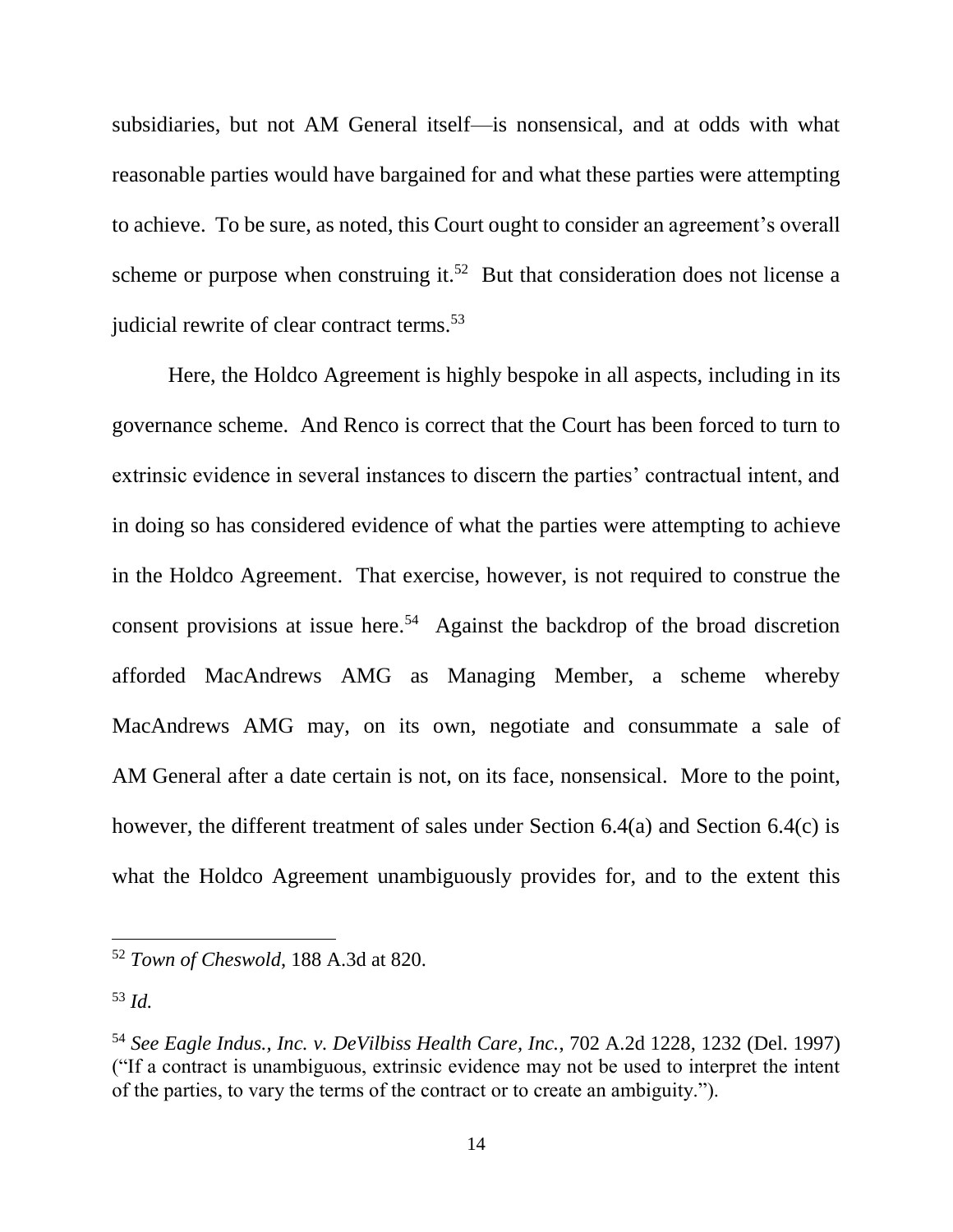subsidiaries, but not AM General itself—is nonsensical, and at odds with what reasonable parties would have bargained for and what these parties were attempting to achieve. To be sure, as noted, this Court ought to consider an agreement's overall scheme or purpose when construing it.[52] But that consideration does not license a judicial rewrite of clear contract terms.[53]

Here, the Holdco Agreement is highly bespoke in all aspects, including in its governance scheme. And Renco is correct that the Court has been forced to turn to extrinsic evidence in several instances to discern the parties' contractual intent, and in doing so has considered evidence of what the parties were attempting to achieve in the Holdco Agreement. That exercise, however, is not required to construe the consent provisions at issue here.[54] Against the backdrop of the broad discretion afforded MacAndrews AMG as Managing Member, a scheme whereby MacAndrews AMG may, on its own, negotiate and consummate a sale of AM General after a date certain is not, on its face, nonsensical. More to the point, however, the different treatment of sales under Section 6.4(a) and Section 6.4(c) is what the Holdco Agreement unambiguously provides for, and to the extent this

---

[52] *Town of Cheswold*, 188 A.3d at 820.

[53] *Id.*

[54] *See Eagle Indus., Inc. v. DeVilbiss Health Care, Inc.*, 702 A.2d 1228, 1232 (Del. 1997) ("If a contract is unambiguous, extrinsic evidence may not be used to interpret the intent of the parties, to vary the terms of the contract or to create an ambiguity.").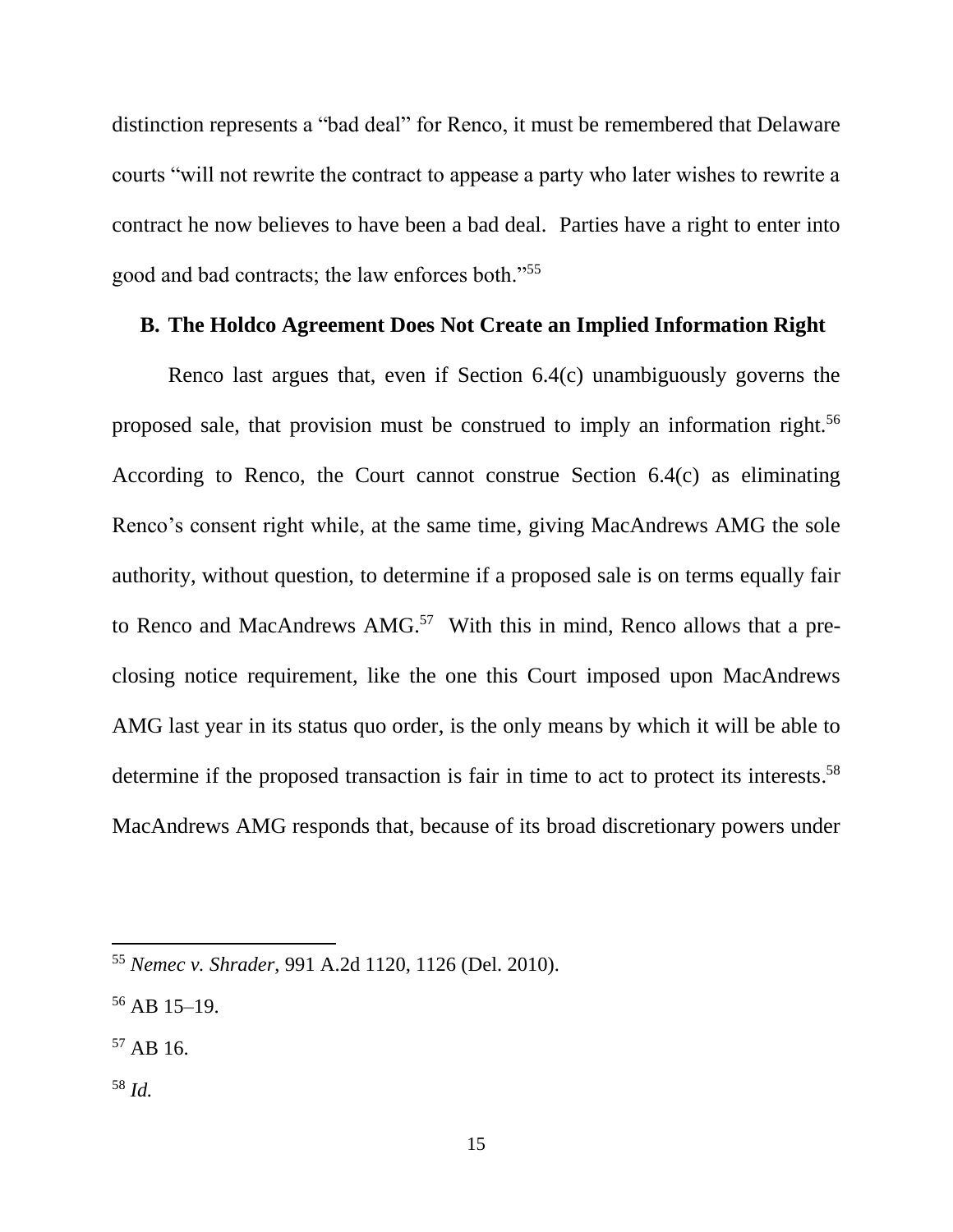distinction represents a "bad deal" for Renco, it must be remembered that Delaware courts "will not rewrite the contract to appease a party who later wishes to rewrite a contract he now believes to have been a bad deal. Parties have a right to enter into good and bad contracts; the law enforces both."[55]

### B. The Holdco Agreement Does Not Create an Implied Information Right

Renco last argues that, even if Section 6.4(c) unambiguously governs the proposed sale, that provision must be construed to imply an information right.[56] According to Renco, the Court cannot construe Section 6.4(c) as eliminating Renco's consent right while, at the same time, giving MacAndrews AMG the sole authority, without question, to determine if a proposed sale is on terms equally fair to Renco and MacAndrews AMG.[57] With this in mind, Renco allows that a pre-closing notice requirement, like the one this Court imposed upon MacAndrews AMG last year in its status quo order, is the only means by which it will be able to determine if the proposed transaction is fair in time to act to protect its interests.[58] MacAndrews AMG responds that, because of its broad discretionary powers under

---

[55] *Nemec v. Shrader*, 991 A.2d 1120, 1126 (Del. 2010).

[56] AB 15–19.

[57] AB 16.

[58] *Id.*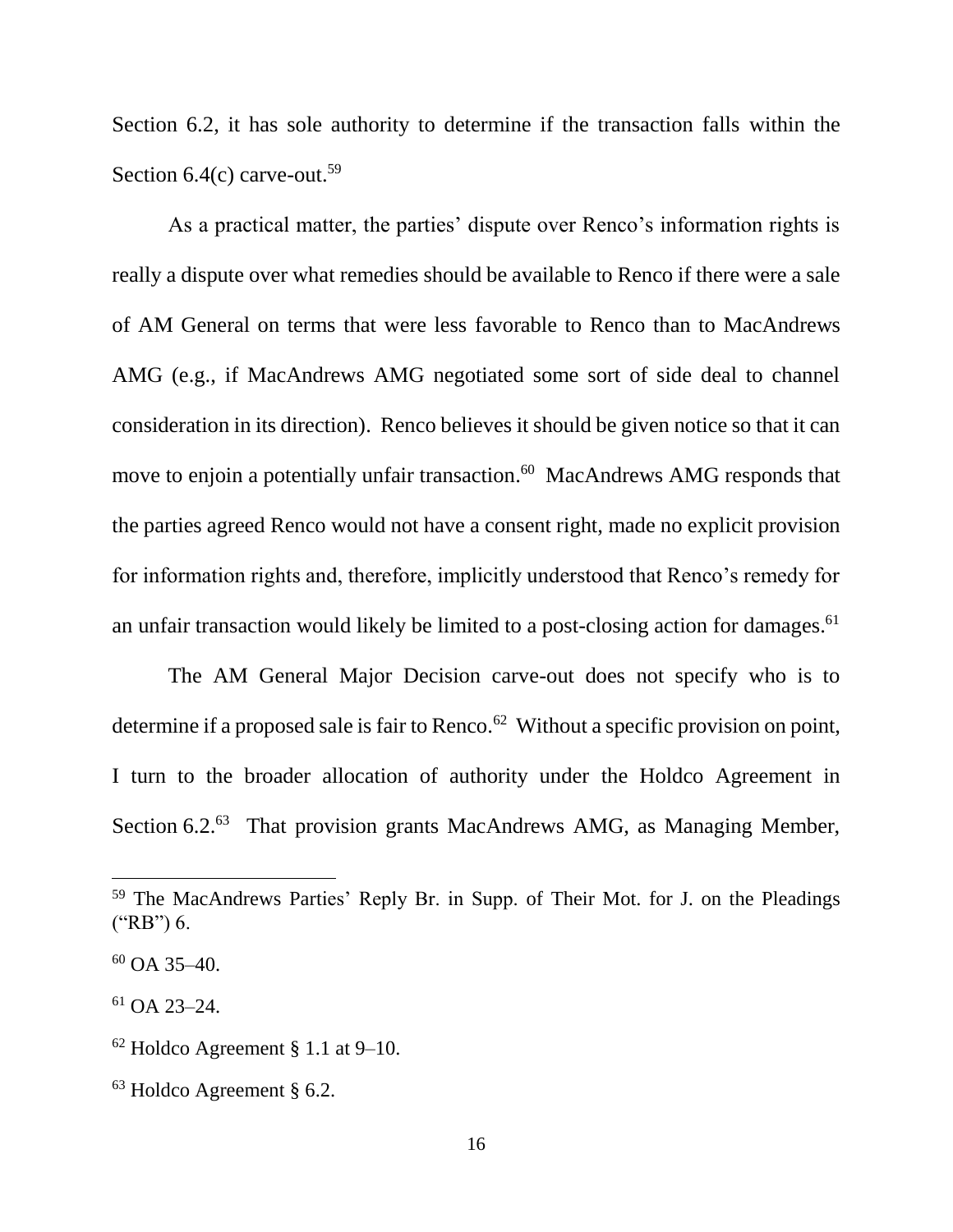Section 6.2, it has sole authority to determine if the transaction falls within the Section 6.4(c) carve-out.[59]

As a practical matter, the parties' dispute over Renco's information rights is really a dispute over what remedies should be available to Renco if there were a sale of AM General on terms that were less favorable to Renco than to MacAndrews AMG (e.g., if MacAndrews AMG negotiated some sort of side deal to channel consideration in its direction). Renco believes it should be given notice so that it can move to enjoin a potentially unfair transaction.[60] MacAndrews AMG responds that the parties agreed Renco would not have a consent right, made no explicit provision for information rights and, therefore, implicitly understood that Renco's remedy for an unfair transaction would likely be limited to a post-closing action for damages.[61]

The AM General Major Decision carve-out does not specify who is to determine if a proposed sale is fair to Renco.[62] Without a specific provision on point, I turn to the broader allocation of authority under the Holdco Agreement in Section 6.2.[63] That provision grants MacAndrews AMG, as Managing Member,

---

[59] The MacAndrews Parties' Reply Br. in Supp. of Their Mot. for J. on the Pleadings ("RB") 6.

[60] OA 35–40.

[61] OA 23–24.

[62] Holdco Agreement § 1.1 at 9–10.

[63] Holdco Agreement § 6.2.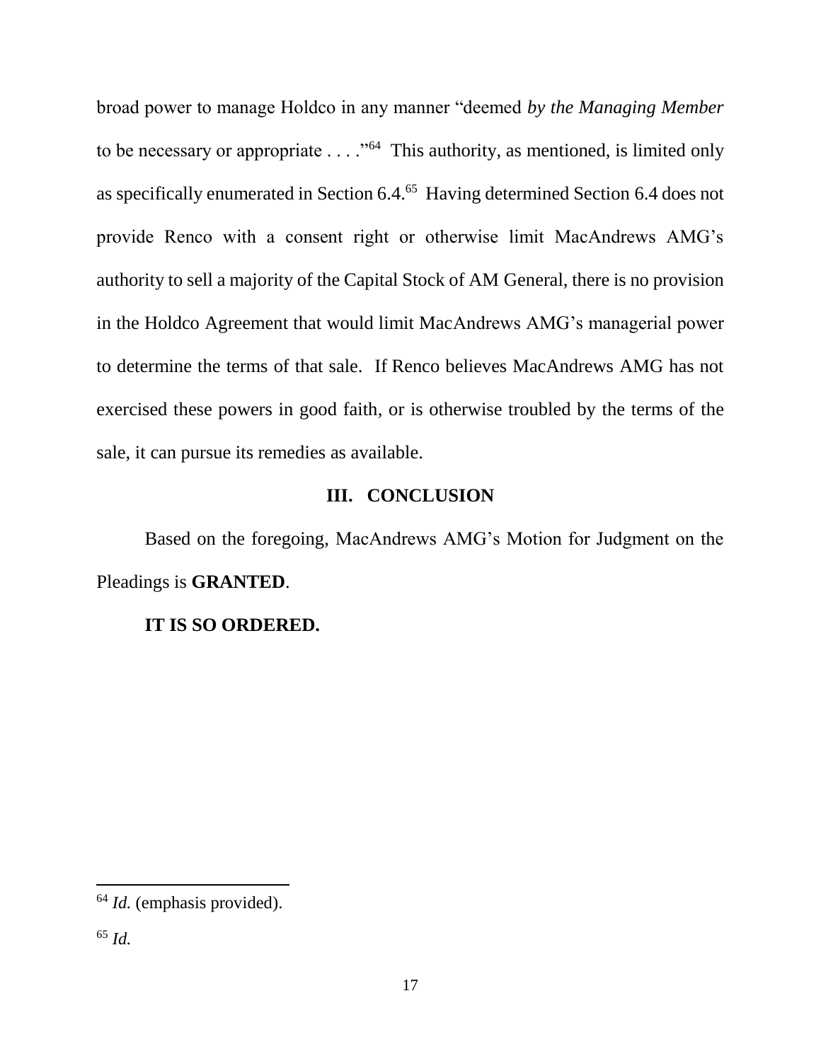broad power to manage Holdco in any manner "deemed *by the Managing Member* to be necessary or appropriate . . . ."[64] This authority, as mentioned, is limited only as specifically enumerated in Section 6.4.[65] Having determined Section 6.4 does not provide Renco with a consent right or otherwise limit MacAndrews AMG's authority to sell a majority of the Capital Stock of AM General, there is no provision in the Holdco Agreement that would limit MacAndrews AMG's managerial power to determine the terms of that sale. If Renco believes MacAndrews AMG has not exercised these powers in good faith, or is otherwise troubled by the terms of the sale, it can pursue its remedies as available.

## III. CONCLUSION

Based on the foregoing, MacAndrews AMG's Motion for Judgment on the Pleadings is **GRANTED**.

**IT IS SO ORDERED.**

---

[64] *Id.* (emphasis provided).

[65] *Id.*